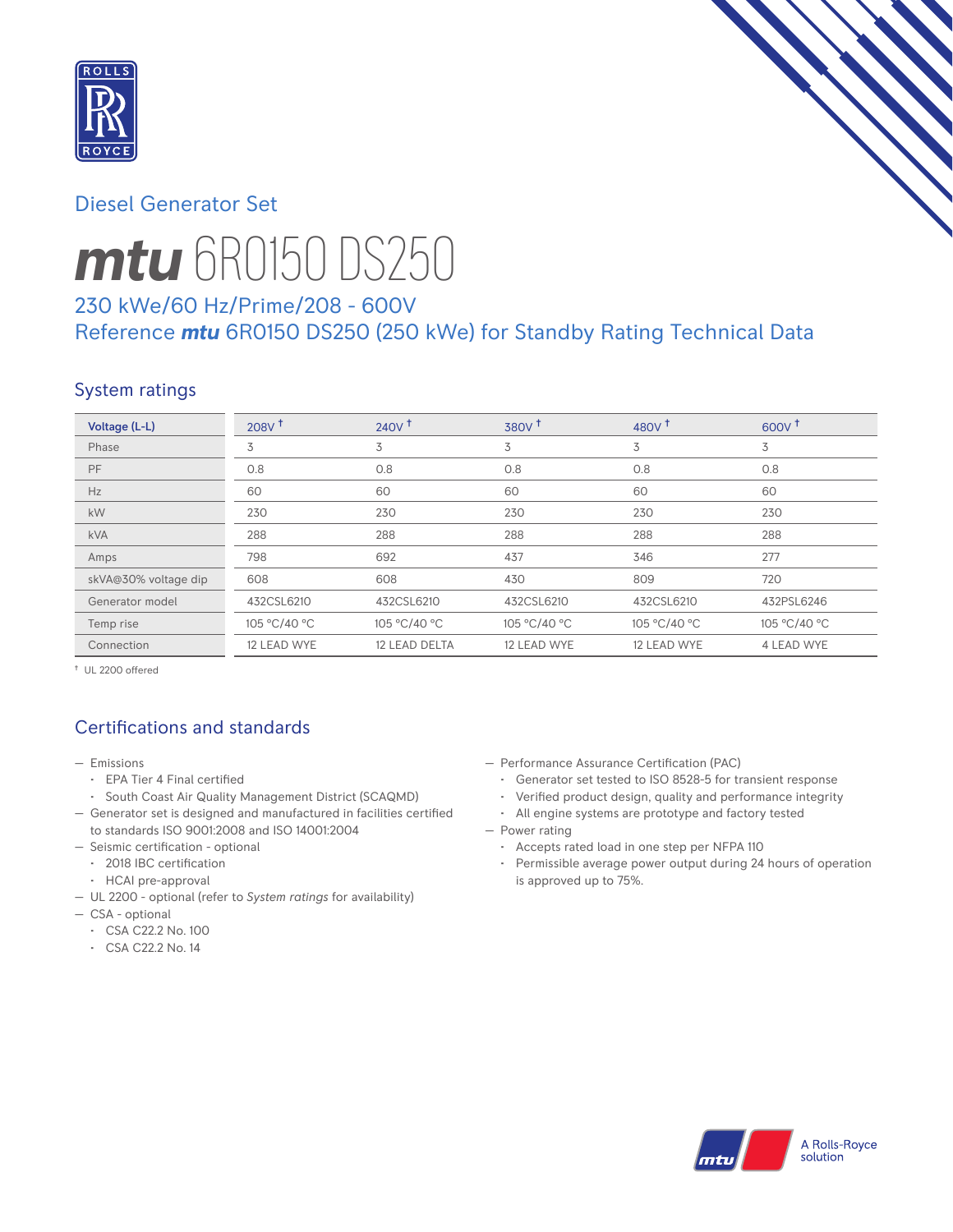## Diesel Generator Set

# ***mtu*** 6R0150 DS250

### 230 kWe/60 Hz/Prime/208 - 600V
### Reference ***mtu*** 6R0150 DS250 (250 kWe) for Standby Rating Technical Data

## System ratings

| Voltage (L-L) | 208V † | 240V † | 380V † | 480V † | 600V † |
|---|---|---|---|---|---|
| Phase | 3 | 3 | 3 | 3 | 3 |
| PF | 0.8 | 0.8 | 0.8 | 0.8 | 0.8 |
| Hz | 60 | 60 | 60 | 60 | 60 |
| kW | 230 | 230 | 230 | 230 | 230 |
| kVA | 288 | 288 | 288 | 288 | 288 |
| Amps | 798 | 692 | 437 | 346 | 277 |
| skVA@30% voltage dip | 608 | 608 | 430 | 809 | 720 |
| Generator model | 432CSL6210 | 432CSL6210 | 432CSL6210 | 432CSL6210 | 432PSL6246 |
| Temp rise | 105 °C/40 °C | 105 °C/40 °C | 105 °C/40 °C | 105 °C/40 °C | 105 °C/40 °C |
| Connection | 12 LEAD WYE | 12 LEAD DELTA | 12 LEAD WYE | 12 LEAD WYE | 4 LEAD WYE |

† UL 2200 offered

## Certifications and standards

- Emissions
  - EPA Tier 4 Final certified
  - South Coast Air Quality Management District (SCAQMD)
- Generator set is designed and manufactured in facilities certified to standards ISO 9001:2008 and ISO 14001:2004
- Seismic certification - optional
  - 2018 IBC certification
  - HCAI pre-approval
- UL 2200 - optional (refer to *System ratings* for availability)
- CSA - optional
  - CSA C22.2 No. 100
  - CSA C22.2 No. 14
- Performance Assurance Certification (PAC)
  - Generator set tested to ISO 8528-5 for transient response
  - Verified product design, quality and performance integrity
  - All engine systems are prototype and factory tested
- Power rating
  - Accepts rated load in one step per NFPA 110
  - Permissible average power output during 24 hours of operation is approved up to 75%.

A Rolls-Royce solution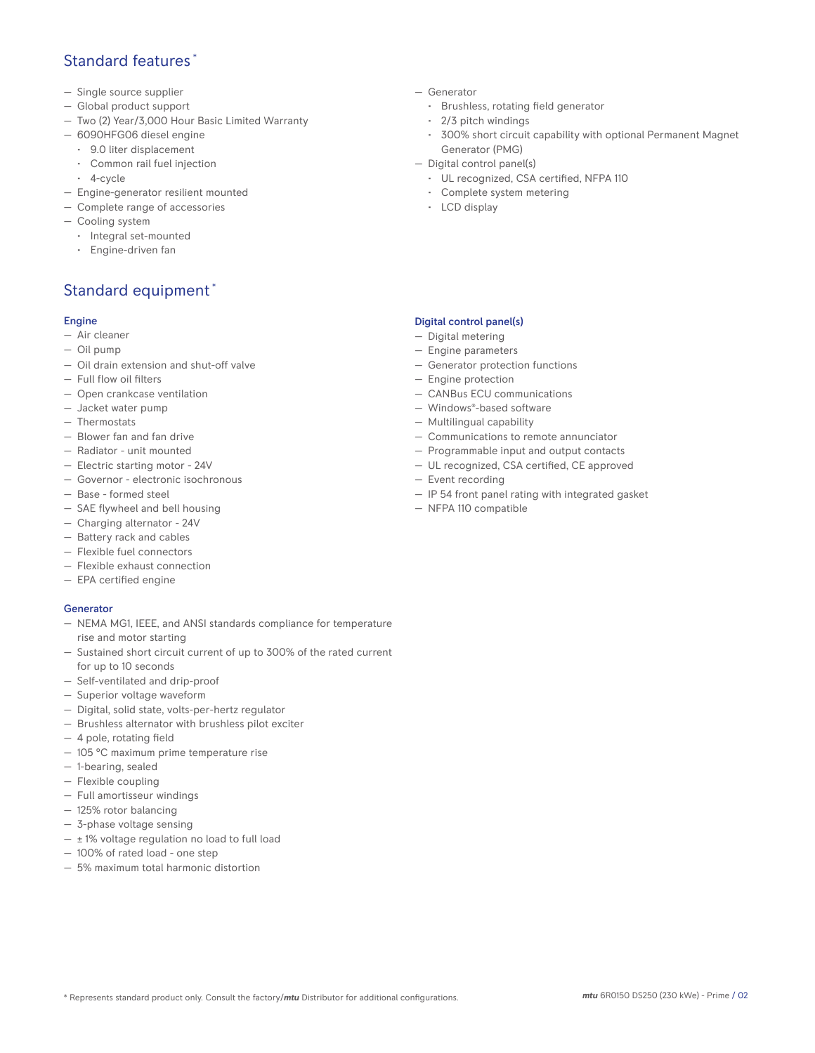## Standard features*

- Single source supplier
- Global product support
- Two (2) Year/3,000 Hour Basic Limited Warranty
- 6090HFG06 diesel engine
  - 9.0 liter displacement
  - Common rail fuel injection
  - 4-cycle
- Engine-generator resilient mounted
- Complete range of accessories
- Cooling system
  - Integral set-mounted
  - Engine-driven fan
- Generator
  - Brushless, rotating field generator
  - 2/3 pitch windings
  - 300% short circuit capability with optional Permanent Magnet Generator (PMG)
- Digital control panel(s)
  - UL recognized, CSA certified, NFPA 110
  - Complete system metering
  - LCD display

## Standard equipment*

### Engine

- Air cleaner
- Oil pump
- Oil drain extension and shut-off valve
- Full flow oil filters
- Open crankcase ventilation
- Jacket water pump
- Thermostats
- Blower fan and fan drive
- Radiator - unit mounted
- Electric starting motor - 24V
- Governor - electronic isochronous
- Base - formed steel
- SAE flywheel and bell housing
- Charging alternator - 24V
- Battery rack and cables
- Flexible fuel connectors
- Flexible exhaust connection
- EPA certified engine

### Generator

- NEMA MG1, IEEE, and ANSI standards compliance for temperature rise and motor starting
- Sustained short circuit current of up to 300% of the rated current for up to 10 seconds
- Self-ventilated and drip-proof
- Superior voltage waveform
- Digital, solid state, volts-per-hertz regulator
- Brushless alternator with brushless pilot exciter
- 4 pole, rotating field
- 105 °C maximum prime temperature rise
- 1-bearing, sealed
- Flexible coupling
- Full amortisseur windings
- 125% rotor balancing
- 3-phase voltage sensing
- ± 1% voltage regulation no load to full load
- 100% of rated load - one step
- 5% maximum total harmonic distortion

### Digital control panel(s)

- Digital metering
- Engine parameters
- Generator protection functions
- Engine protection
- CANBus ECU communications
- Windows®-based software
- Multilingual capability
- Communications to remote annunciator
- Programmable input and output contacts
- UL recognized, CSA certified, CE approved
- Event recording
- IP 54 front panel rating with integrated gasket
- NFPA 110 compatible

* Represents standard product only. Consult the factory/***mtu*** Distributor for additional configurations.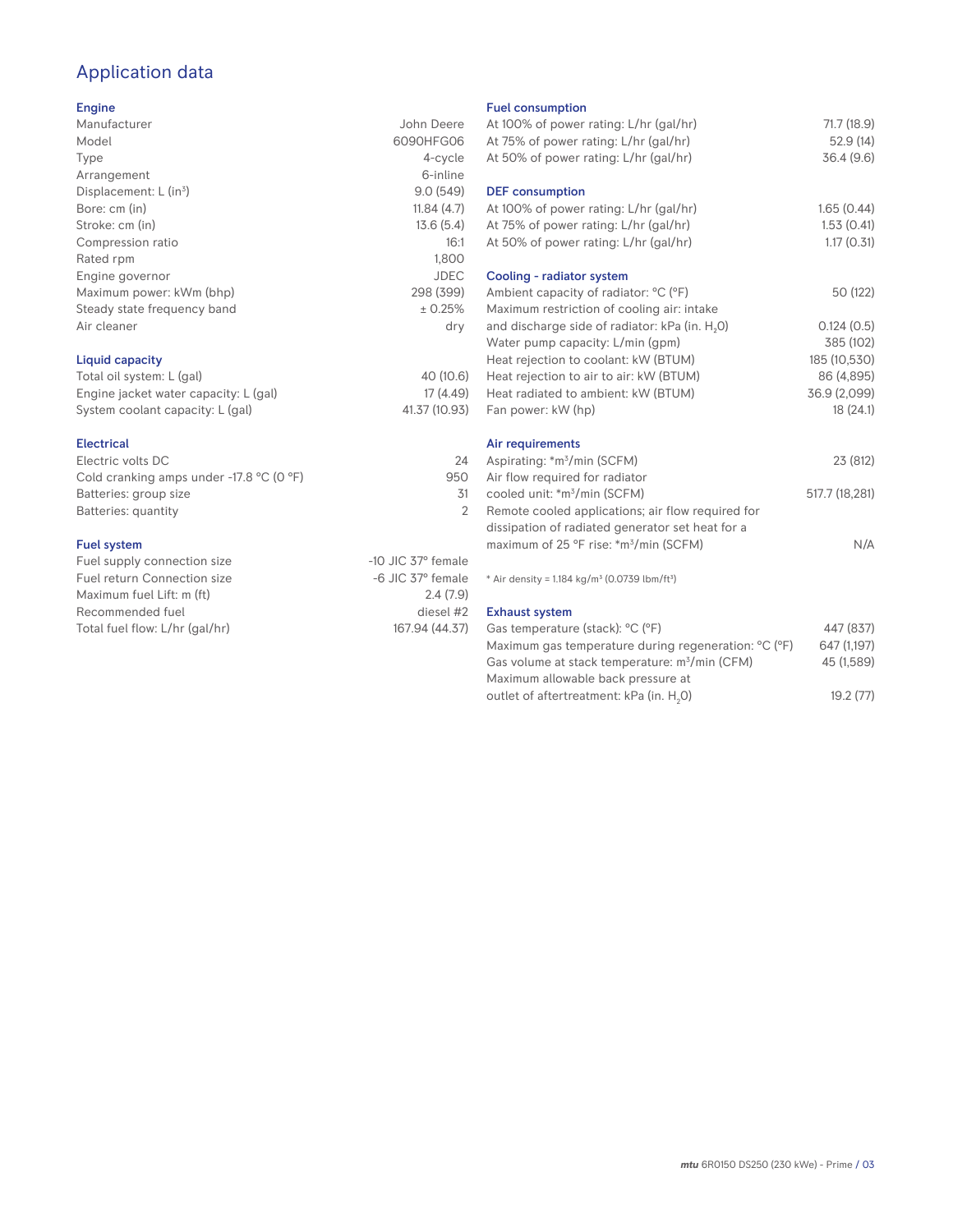# Application data

## Engine

| | |
|---|---|
| Manufacturer | John Deere |
| Model | 6090HFG06 |
| Type | 4-cycle |
| Arrangement | 6-inline |
| Displacement: L (in$^3$) | 9.0 (549) |
| Bore: cm (in) | 11.84 (4.7) |
| Stroke: cm (in) | 13.6 (5.4) |
| Compression ratio | 16:1 |
| Rated rpm | 1,800 |
| Engine governor | JDEC |
| Maximum power: kWm (bhp) | 298 (399) |
| Steady state frequency band | ± 0.25% |
| Air cleaner | dry |

## Liquid capacity

| | |
|---|---|
| Total oil system: L (gal) | 40 (10.6) |
| Engine jacket water capacity: L (gal) | 17 (4.49) |
| System coolant capacity: L (gal) | 41.37 (10.93) |

## Electrical

| | |
|---|---|
| Electric volts DC | 24 |
| Cold cranking amps under -17.8 °C (0 °F) | 950 |
| Batteries: group size | 31 |
| Batteries: quantity | 2 |

## Fuel system

| | |
|---|---|
| Fuel supply connection size | -10 JIC 37° female |
| Fuel return Connection size | -6 JIC 37° female |
| Maximum fuel Lift: m (ft) | 2.4 (7.9) |
| Recommended fuel | diesel #2 |
| Total fuel flow: L/hr (gal/hr) | 167.94 (44.37) |

## Fuel consumption

| | |
|---|---|
| At 100% of power rating: L/hr (gal/hr) | 71.7 (18.9) |
| At 75% of power rating: L/hr (gal/hr) | 52.9 (14) |
| At 50% of power rating: L/hr (gal/hr) | 36.4 (9.6) |

## DEF consumption

| | |
|---|---|
| At 100% of power rating: L/hr (gal/hr) | 1.65 (0.44) |
| At 75% of power rating: L/hr (gal/hr) | 1.53 (0.41) |
| At 50% of power rating: L/hr (gal/hr) | 1.17 (0.31) |

## Cooling - radiator system

| | |
|---|---|
| Ambient capacity of radiator: °C (°F) | 50 (122) |
| Maximum restriction of cooling air: intake and discharge side of radiator: kPa (in. $H_2O$) | 0.124 (0.5) |
| Water pump capacity: L/min (gpm) | 385 (102) |
| Heat rejection to coolant: kW (BTUM) | 185 (10,530) |
| Heat rejection to air to air: kW (BTUM) | 86 (4,895) |
| Heat radiated to ambient: kW (BTUM) | 36.9 (2,099) |
| Fan power: kW (hp) | 18 (24.1) |

## Air requirements

| | |
|---|---|
| Aspirating: *m$^3$/min (SCFM) | 23 (812) |
| Air flow required for radiator cooled unit: *m$^3$/min (SCFM) | 517.7 (18,281) |
| Remote cooled applications; air flow required for dissipation of radiated generator set heat for a maximum of 25 °F rise: *m$^3$/min (SCFM) | N/A |

* Air density = 1.184 kg/m$^3$ (0.0739 lbm/ft$^3$)

## Exhaust system

| | |
|---|---|
| Gas temperature (stack): °C (°F) | 447 (837) |
| Maximum gas temperature during regeneration: °C (°F) | 647 (1,197) |
| Gas volume at stack temperature: m$^3$/min (CFM) | 45 (1,589) |
| Maximum allowable back pressure at outlet of aftertreatment: kPa (in. $H_2O$) | 19.2 (77) |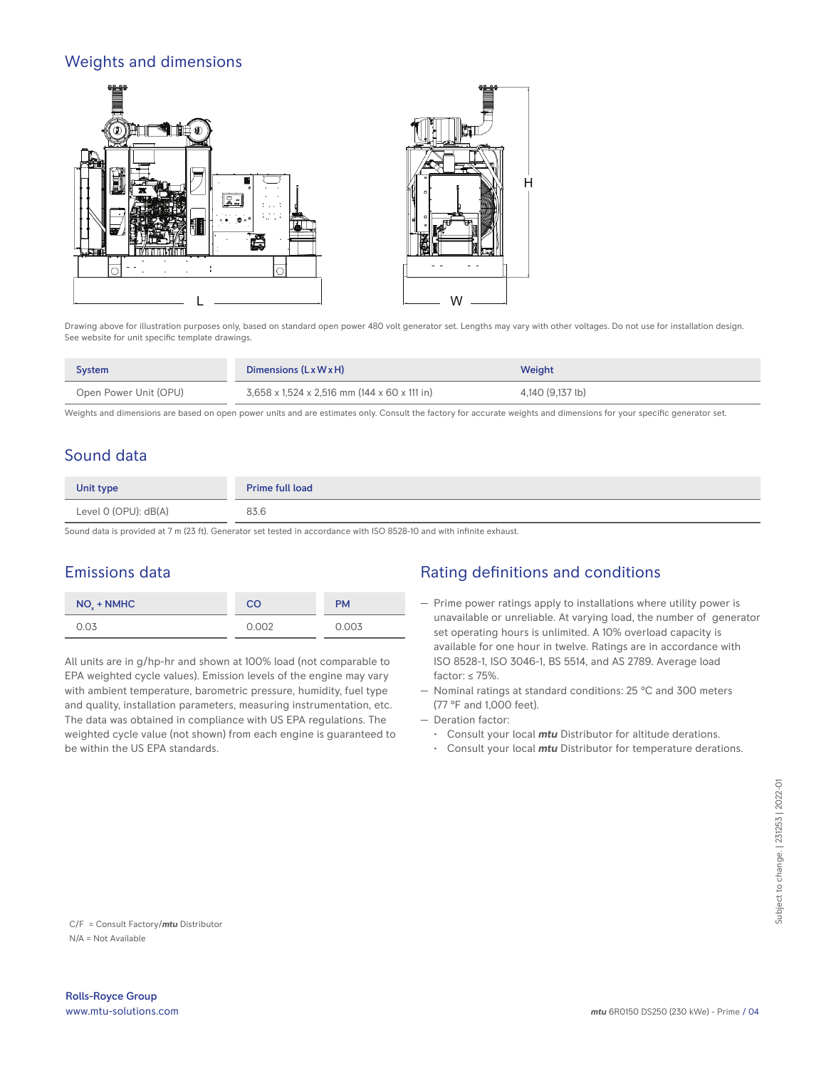## Weights and dimensions

L

W

H

Drawing above for illustration purposes only, based on standard open power 480 volt generator set. Lengths may vary with other voltages. Do not use for installation design. See website for unit specific template drawings.

| System | Dimensions (L x W x H) | Weight |
|---|---|---|
| Open Power Unit (OPU) | 3,658 x 1,524 x 2,516 mm (144 x 60 x 111 in) | 4,140 (9,137 lb) |

Weights and dimensions are based on open power units and are estimates only. Consult the factory for accurate weights and dimensions for your specific generator set.

## Sound data

| Unit type | Prime full load |
|---|---|
| Level 0 (OPU): dB(A) | 83.6 |

Sound data is provided at 7 m (23 ft). Generator set tested in accordance with ISO 8528-10 and with infinite exhaust.

## Emissions data

| $NO_x$ + NMHC | CO | PM |
|---|---|---|
| 0.03 | 0.002 | 0.003 |

All units are in g/hp-hr and shown at 100% load (not comparable to EPA weighted cycle values). Emission levels of the engine may vary with ambient temperature, barometric pressure, humidity, fuel type and quality, installation parameters, measuring instrumentation, etc. The data was obtained in compliance with US EPA regulations. The weighted cycle value (not shown) from each engine is guaranteed to be within the US EPA standards.

## Rating definitions and conditions

- Prime power ratings apply to installations where utility power is unavailable or unreliable. At varying load, the number of generator set operating hours is unlimited. A 10% overload capacity is available for one hour in twelve. Ratings are in accordance with ISO 8528-1, ISO 3046-1, BS 5514, and AS 2789. Average load factor: ≤ 75%.
- Nominal ratings at standard conditions: 25 °C and 300 meters (77 °F and 1,000 feet).
- Deration factor:
  - Consult your local ***mtu*** Distributor for altitude derations.
  - Consult your local ***mtu*** Distributor for temperature derations.

Subject to change. | 231253 | 2022-01

C/F = Consult Factory/***mtu*** Distributor

N/A = Not Available

Rolls-Royce Group

www.mtu-solutions.com